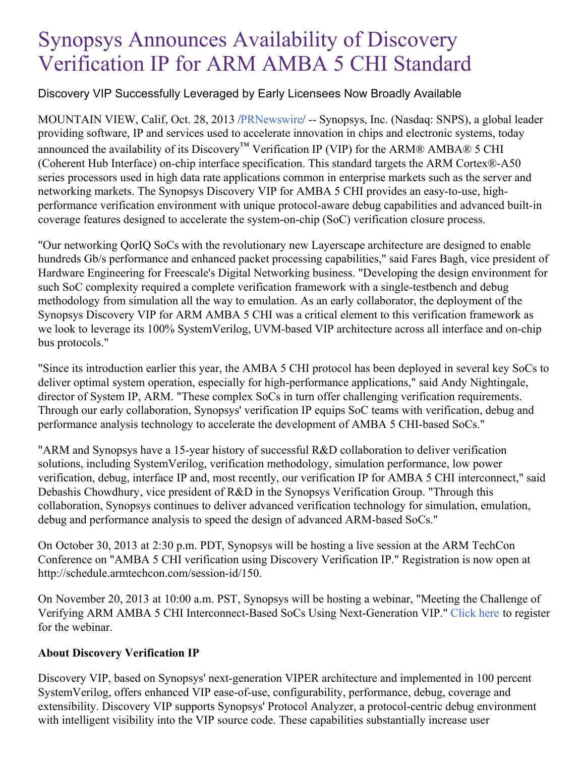# Synopsys Announces Availability of Discovery Verification IP for ARM AMBA 5 CHI Standard

Discovery VIP Successfully Leveraged by Early Licensees Now Broadly Available

MOUNTAIN VIEW, Calif, Oct. 28, 2013 /PRNewswire/ -- Synopsys, Inc. (Nasdaq: SNPS), a global leader providing software, IP and services used to accelerate innovation in chips and electronic systems, today announced the availability of its Discovery™ Verification IP (VIP) for the ARM® AMBA® 5 CHI (Coherent Hub Interface) on-chip interface specification. This standard targets the ARM Cortex®-A50 series processors used in high data rate applications common in enterprise markets such as the server and networking markets. The Synopsys Discovery VIP for AMBA 5 CHI provides an easy-to-use, high-performance verification environment with unique protocol-aware debug capabilities and advanced built-in coverage features designed to accelerate the system-on-chip (SoC) verification closure process.

"Our networking QorIQ SoCs with the revolutionary new Layerscape architecture are designed to enable hundreds Gb/s performance and enhanced packet processing capabilities," said Fares Bagh, vice president of Hardware Engineering for Freescale's Digital Networking business. "Developing the design environment for such SoC complexity required a complete verification framework with a single-testbench and debug methodology from simulation all the way to emulation. As an early collaborator, the deployment of the Synopsys Discovery VIP for ARM AMBA 5 CHI was a critical element to this verification framework as we look to leverage its 100% SystemVerilog, UVM-based VIP architecture across all interface and on-chip bus protocols."

"Since its introduction earlier this year, the AMBA 5 CHI protocol has been deployed in several key SoCs to deliver optimal system operation, especially for high-performance applications," said Andy Nightingale, director of System IP, ARM. "These complex SoCs in turn offer challenging verification requirements. Through our early collaboration, Synopsys' verification IP equips SoC teams with verification, debug and performance analysis technology to accelerate the development of AMBA 5 CHI-based SoCs."

"ARM and Synopsys have a 15-year history of successful R&D collaboration to deliver verification solutions, including SystemVerilog, verification methodology, simulation performance, low power verification, debug, interface IP and, most recently, our verification IP for AMBA 5 CHI interconnect," said Debashis Chowdhury, vice president of R&D in the Synopsys Verification Group. "Through this collaboration, Synopsys continues to deliver advanced verification technology for simulation, emulation, debug and performance analysis to speed the design of advanced ARM-based SoCs."

On October 30, 2013 at 2:30 p.m. PDT, Synopsys will be hosting a live session at the ARM TechCon Conference on "AMBA 5 CHI verification using Discovery Verification IP." Registration is now open at http://schedule.armtechcon.com/session-id/150.

On November 20, 2013 at 10:00 a.m. PST, Synopsys will be hosting a webinar, "Meeting the Challenge of Verifying ARM AMBA 5 CHI Interconnect-Based SoCs Using Next-Generation VIP." Click here to register for the webinar.

**About Discovery Verification IP**

Discovery VIP, based on Synopsys' next-generation VIPER architecture and implemented in 100 percent SystemVerilog, offers enhanced VIP ease-of-use, configurability, performance, debug, coverage and extensibility. Discovery VIP supports Synopsys' Protocol Analyzer, a protocol-centric debug environment with intelligent visibility into the VIP source code. These capabilities substantially increase user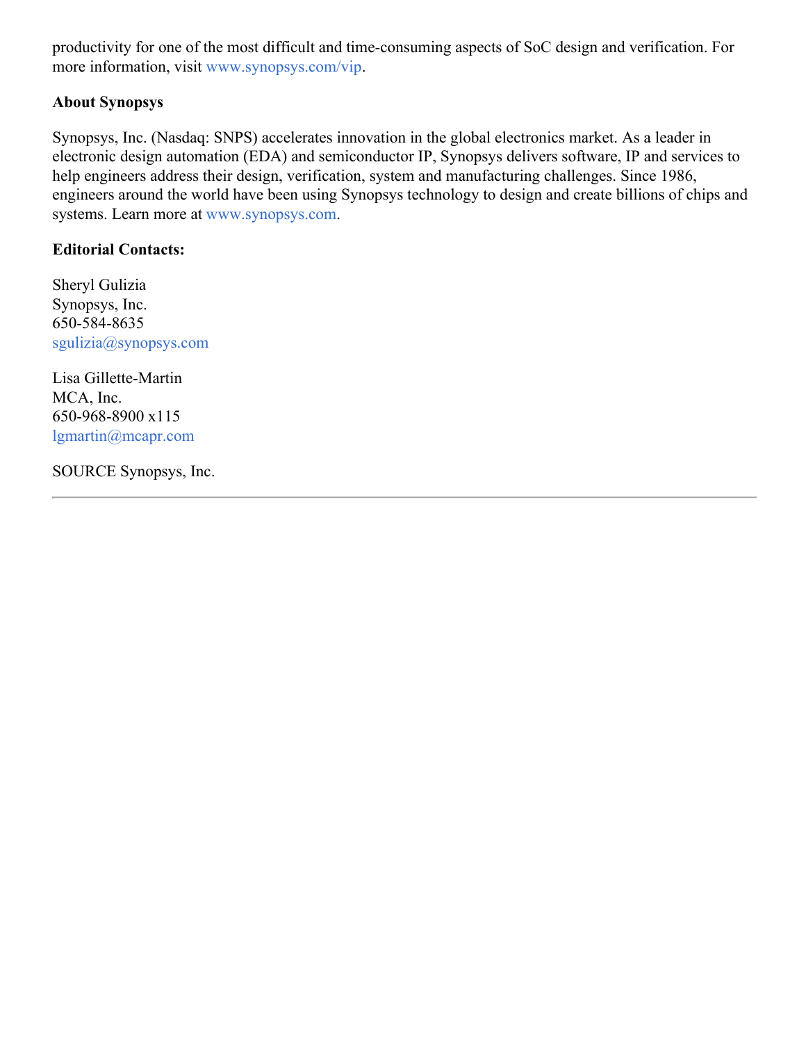productivity for one of the most difficult and time-consuming aspects of SoC design and verification. For more information, visit www.synopsys.com/vip.

**About Synopsys**

Synopsys, Inc. (Nasdaq: SNPS) accelerates innovation in the global electronics market. As a leader in electronic design automation (EDA) and semiconductor IP, Synopsys delivers software, IP and services to help engineers address their design, verification, system and manufacturing challenges. Since 1986, engineers around the world have been using Synopsys technology to design and create billions of chips and systems. Learn more at www.synopsys.com.

**Editorial Contacts:**

Sheryl Gulizia
Synopsys, Inc.
650-584-8635
sgulizia@synopsys.com

Lisa Gillette-Martin
MCA, Inc.
650-968-8900 x115
lgmartin@mcapr.com

SOURCE Synopsys, Inc.

---